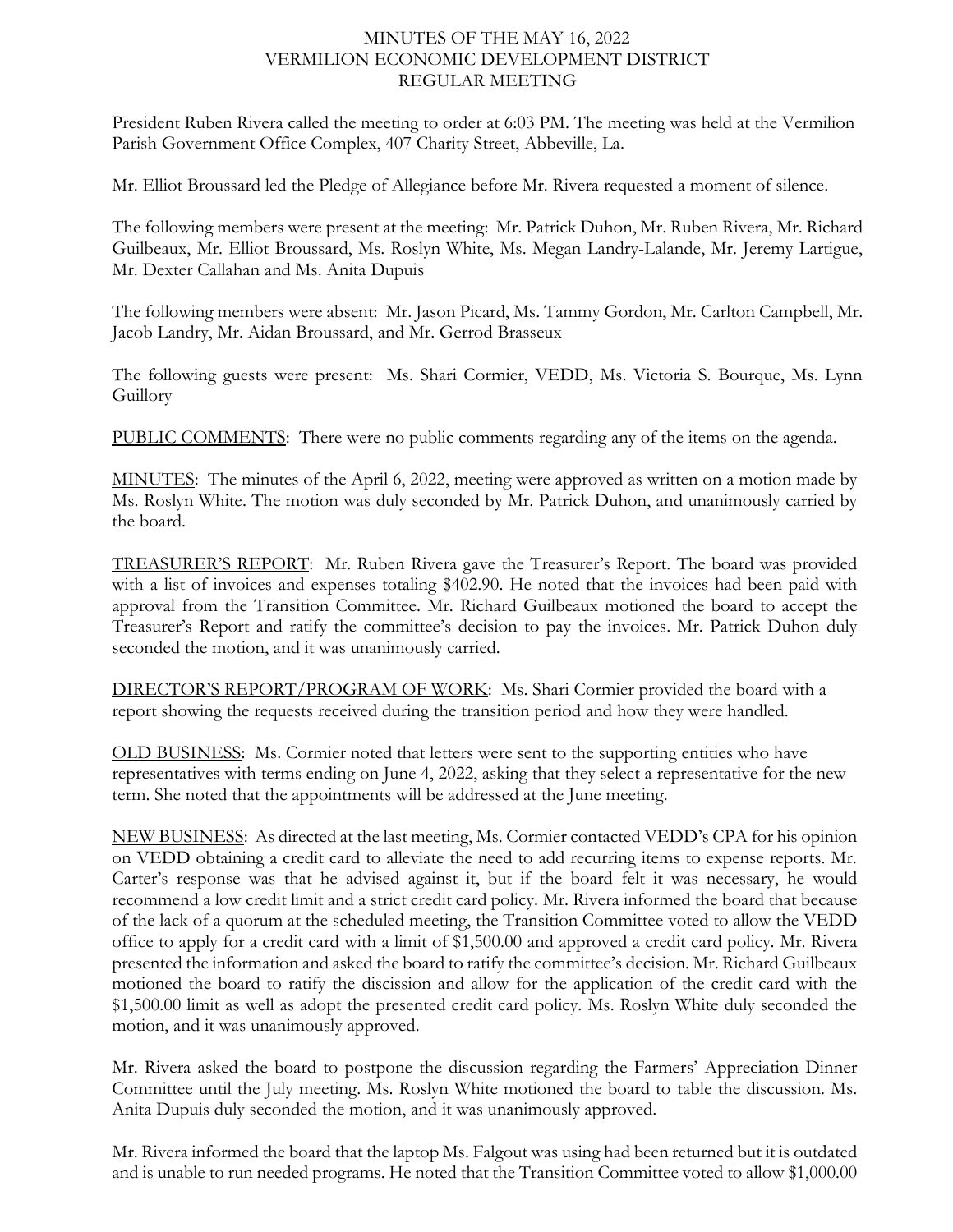MINUTES OF THE MAY 16, 2022
VERMILION ECONOMIC DEVELOPMENT DISTRICT
REGULAR MEETING

President Ruben Rivera called the meeting to order at 6:03 PM. The meeting was held at the Vermilion Parish Government Office Complex, 407 Charity Street, Abbeville, La.

Mr. Elliot Broussard led the Pledge of Allegiance before Mr. Rivera requested a moment of silence.

The following members were present at the meeting: Mr. Patrick Duhon, Mr. Ruben Rivera, Mr. Richard Guilbeaux, Mr. Elliot Broussard, Ms. Roslyn White, Ms. Megan Landry-Lalande, Mr. Jeremy Lartigue, Mr. Dexter Callahan and Ms. Anita Dupuis

The following members were absent: Mr. Jason Picard, Ms. Tammy Gordon, Mr. Carlton Campbell, Mr. Jacob Landry, Mr. Aidan Broussard, and Mr. Gerrod Brasseux

The following guests were present: Ms. Shari Cormier, VEDD, Ms. Victoria S. Bourque, Ms. Lynn Guillory

PUBLIC COMMENTS: There were no public comments regarding any of the items on the agenda.

MINUTES: The minutes of the April 6, 2022, meeting were approved as written on a motion made by Ms. Roslyn White. The motion was duly seconded by Mr. Patrick Duhon, and unanimously carried by the board.

TREASURER'S REPORT: Mr. Ruben Rivera gave the Treasurer's Report. The board was provided with a list of invoices and expenses totaling $402.90. He noted that the invoices had been paid with approval from the Transition Committee. Mr. Richard Guilbeaux motioned the board to accept the Treasurer's Report and ratify the committee's decision to pay the invoices. Mr. Patrick Duhon duly seconded the motion, and it was unanimously carried.

DIRECTOR'S REPORT/PROGRAM OF WORK: Ms. Shari Cormier provided the board with a report showing the requests received during the transition period and how they were handled.

OLD BUSINESS: Ms. Cormier noted that letters were sent to the supporting entities who have representatives with terms ending on June 4, 2022, asking that they select a representative for the new term. She noted that the appointments will be addressed at the June meeting.

NEW BUSINESS: As directed at the last meeting, Ms. Cormier contacted VEDD's CPA for his opinion on VEDD obtaining a credit card to alleviate the need to add recurring items to expense reports. Mr. Carter's response was that he advised against it, but if the board felt it was necessary, he would recommend a low credit limit and a strict credit card policy. Mr. Rivera informed the board that because of the lack of a quorum at the scheduled meeting, the Transition Committee voted to allow the VEDD office to apply for a credit card with a limit of $1,500.00 and approved a credit card policy. Mr. Rivera presented the information and asked the board to ratify the committee's decision. Mr. Richard Guilbeaux motioned the board to ratify the discission and allow for the application of the credit card with the $1,500.00 limit as well as adopt the presented credit card policy. Ms. Roslyn White duly seconded the motion, and it was unanimously approved.

Mr. Rivera asked the board to postpone the discussion regarding the Farmers' Appreciation Dinner Committee until the July meeting. Ms. Roslyn White motioned the board to table the discussion. Ms. Anita Dupuis duly seconded the motion, and it was unanimously approved.

Mr. Rivera informed the board that the laptop Ms. Falgout was using had been returned but it is outdated and is unable to run needed programs. He noted that the Transition Committee voted to allow $1,000.00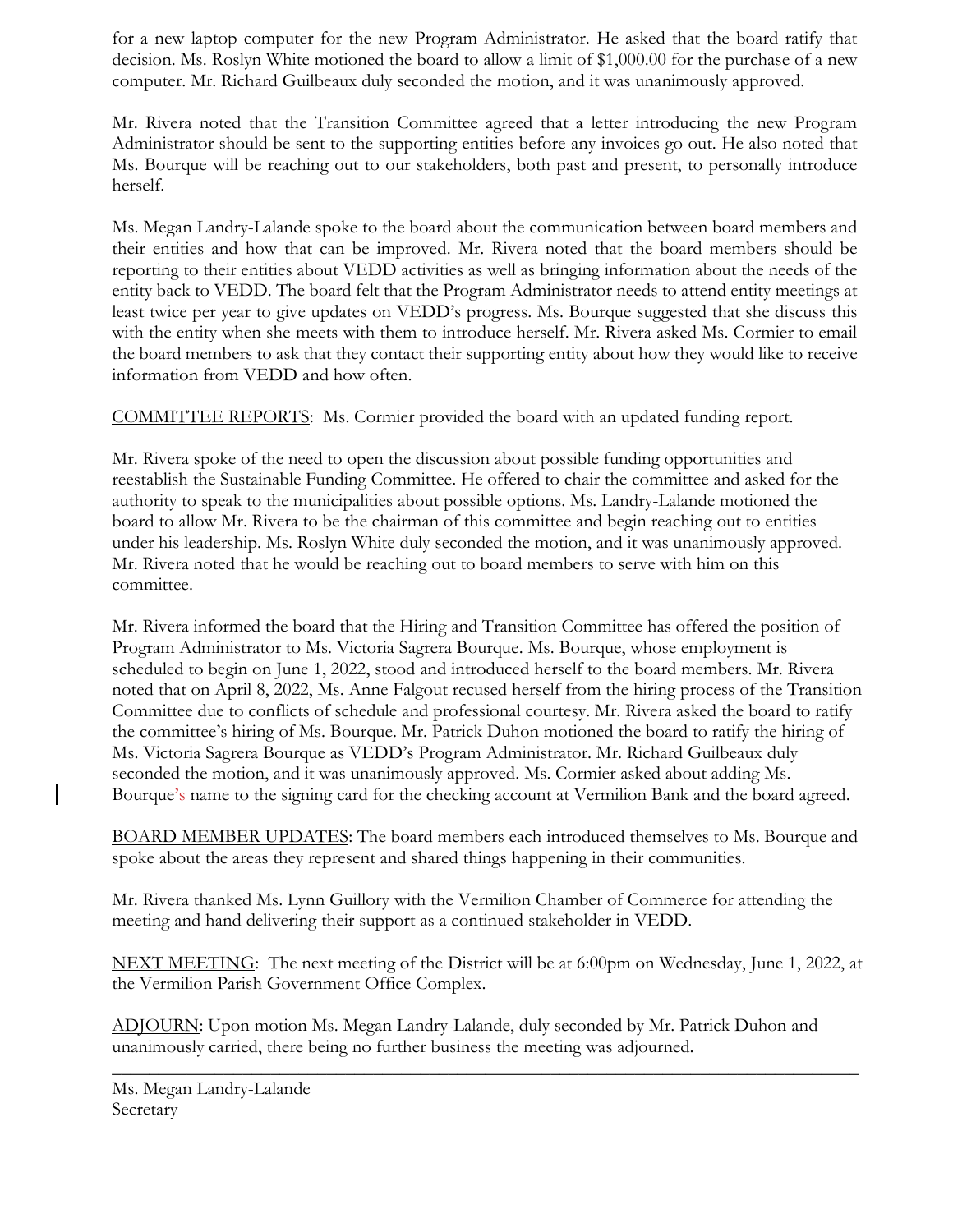for a new laptop computer for the new Program Administrator. He asked that the board ratify that decision. Ms. Roslyn White motioned the board to allow a limit of $1,000.00 for the purchase of a new computer. Mr. Richard Guilbeaux duly seconded the motion, and it was unanimously approved.

Mr. Rivera noted that the Transition Committee agreed that a letter introducing the new Program Administrator should be sent to the supporting entities before any invoices go out. He also noted that Ms. Bourque will be reaching out to our stakeholders, both past and present, to personally introduce herself.

Ms. Megan Landry-Lalande spoke to the board about the communication between board members and their entities and how that can be improved. Mr. Rivera noted that the board members should be reporting to their entities about VEDD activities as well as bringing information about the needs of the entity back to VEDD. The board felt that the Program Administrator needs to attend entity meetings at least twice per year to give updates on VEDD's progress. Ms. Bourque suggested that she discuss this with the entity when she meets with them to introduce herself. Mr. Rivera asked Ms. Cormier to email the board members to ask that they contact their supporting entity about how they would like to receive information from VEDD and how often.

<u>COMMITTEE REPORTS</u>: Ms. Cormier provided the board with an updated funding report.

Mr. Rivera spoke of the need to open the discussion about possible funding opportunities and reestablish the Sustainable Funding Committee. He offered to chair the committee and asked for the authority to speak to the municipalities about possible options. Ms. Landry-Lalande motioned the board to allow Mr. Rivera to be the chairman of this committee and begin reaching out to entities under his leadership. Ms. Roslyn White duly seconded the motion, and it was unanimously approved. Mr. Rivera noted that he would be reaching out to board members to serve with him on this committee.

Mr. Rivera informed the board that the Hiring and Transition Committee has offered the position of Program Administrator to Ms. Victoria Sagrera Bourque. Ms. Bourque, whose employment is scheduled to begin on June 1, 2022, stood and introduced herself to the board members. Mr. Rivera noted that on April 8, 2022, Ms. Anne Falgout recused herself from the hiring process of the Transition Committee due to conflicts of schedule and professional courtesy. Mr. Rivera asked the board to ratify the committee's hiring of Ms. Bourque. Mr. Patrick Duhon motioned the board to ratify the hiring of Ms. Victoria Sagrera Bourque as VEDD's Program Administrator. Mr. Richard Guilbeaux duly seconded the motion, and it was unanimously approved. Ms. Cormier asked about adding Ms. Bourque's name to the signing card for the checking account at Vermilion Bank and the board agreed.

<u>BOARD MEMBER UPDATES</u>: The board members each introduced themselves to Ms. Bourque and spoke about the areas they represent and shared things happening in their communities.

Mr. Rivera thanked Ms. Lynn Guillory with the Vermilion Chamber of Commerce for attending the meeting and hand delivering their support as a continued stakeholder in VEDD.

<u>NEXT MEETING</u>: The next meeting of the District will be at 6:00pm on Wednesday, June 1, 2022, at the Vermilion Parish Government Office Complex.

<u>ADJOURN</u>: Upon motion Ms. Megan Landry-Lalande, duly seconded by Mr. Patrick Duhon and unanimously carried, there being no further business the meeting was adjourned.

\_\_\_\_\_\_\_\_\_\_\_\_\_\_\_\_\_\_\_\_\_\_\_\_\_\_\_\_\_\_\_\_\_\_\_\_\_\_\_\_\_\_\_\_\_\_\_\_\_\_\_\_\_\_\_\_\_\_\_\_\_\_\_\_\_\_\_\_\_\_

Ms. Megan Landry-Lalande
Secretary